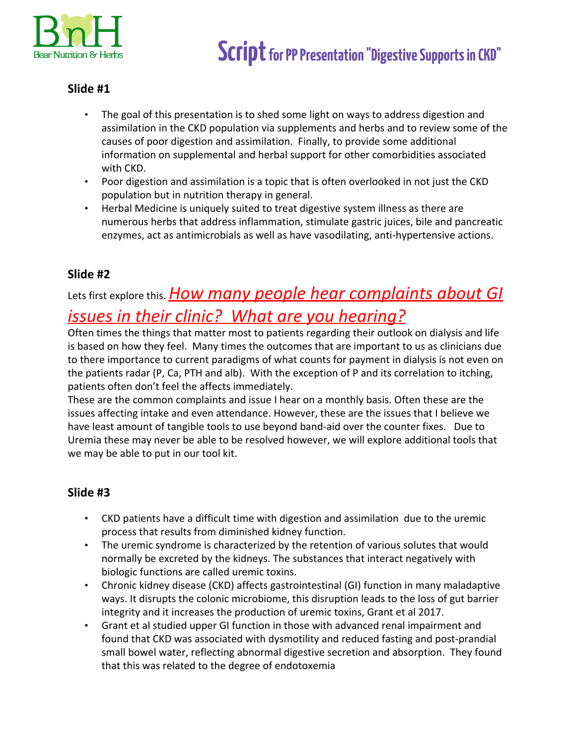# Script for PP Presentation "Digestive Supports in CKD"

### Slide #1

- The goal of this presentation is to shed some light on ways to address digestion and assimilation in the CKD population via supplements and herbs and to review some of the causes of poor digestion and assimilation. Finally, to provide some additional information on supplemental and herbal support for other comorbidities associated with CKD.
- Poor digestion and assimilation is a topic that is often overlooked in not just the CKD population but in nutrition therapy in general.
- Herbal Medicine is uniquely suited to treat digestive system illness as there are numerous herbs that address inflammation, stimulate gastric juices, bile and pancreatic enzymes, act as antimicrobials as well as have vasodilating, anti-hypertensive actions.

### Slide #2

Lets first explore this. ***How many people hear complaints about GI issues in their clinic? What are you hearing?***

Often times the things that matter most to patients regarding their outlook on dialysis and life is based on how they feel. Many times the outcomes that are important to us as clinicians due to there importance to current paradigms of what counts for payment in dialysis is not even on the patients radar (P, Ca, PTH and alb). With the exception of P and its correlation to itching, patients often don't feel the affects immediately.

These are the common complaints and issue I hear on a monthly basis. Often these are the issues affecting intake and even attendance. However, these are the issues that I believe we have least amount of tangible tools to use beyond band-aid over the counter fixes. Due to Uremia these may never be able to be resolved however, we will explore additional tools that we may be able to put in our tool kit.

### Slide #3

- CKD patients have a difficult time with digestion and assimilation due to the uremic process that results from diminished kidney function.
- The uremic syndrome is characterized by the retention of various solutes that would normally be excreted by the kidneys. The substances that interact negatively with biologic functions are called uremic toxins.
- Chronic kidney disease (CKD) affects gastrointestinal (GI) function in many maladaptive ways. It disrupts the colonic microbiome, this disruption leads to the loss of gut barrier integrity and it increases the production of uremic toxins, Grant et al 2017.
- Grant et al studied upper GI function in those with advanced renal impairment and found that CKD was associated with dysmotility and reduced fasting and post-prandial small bowel water, reflecting abnormal digestive secretion and absorption. They found that this was related to the degree of endotoxemia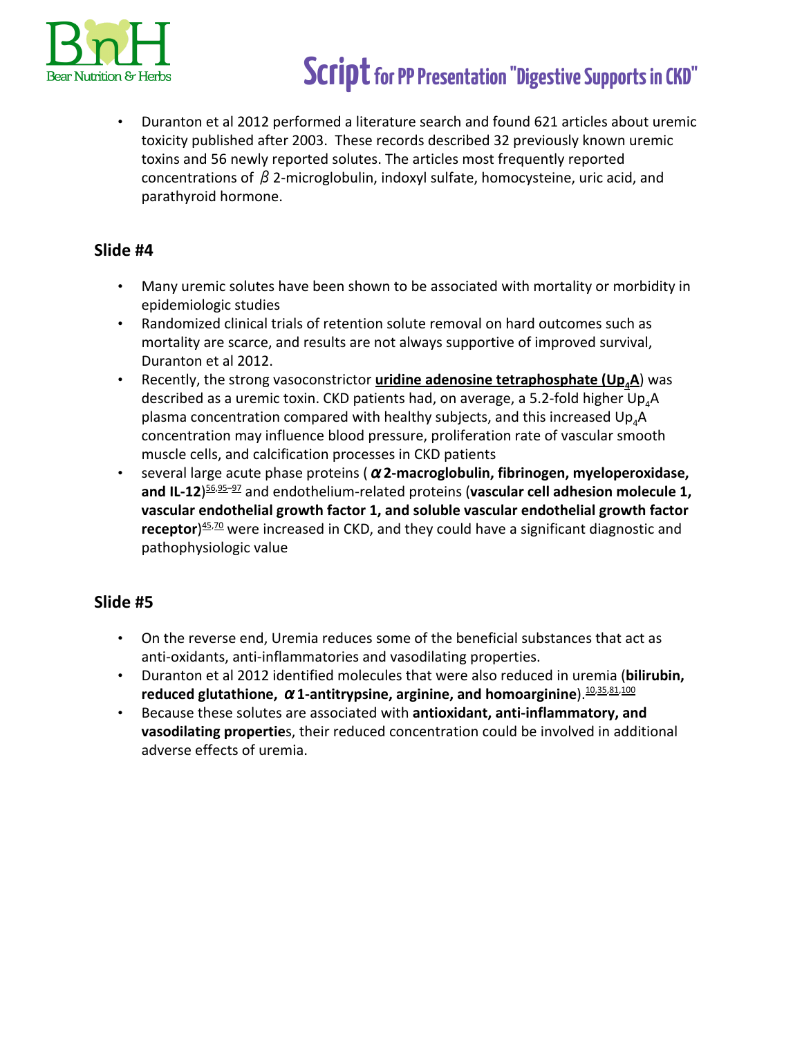- Duranton et al 2012 performed a literature search and found 621 articles about uremic toxicity published after 2003. These records described 32 previously known uremic toxins and 56 newly reported solutes. The articles most frequently reported concentrations of $\beta$ 2-microglobulin, indoxyl sulfate, homocysteine, uric acid, and parathyroid hormone.

## Slide #4

- Many uremic solutes have been shown to be associated with mortality or morbidity in epidemiologic studies
- Randomized clinical trials of retention solute removal on hard outcomes such as mortality are scarce, and results are not always supportive of improved survival, Duranton et al 2012.
- Recently, the strong vasoconstrictor **uridine adenosine tetraphosphate ($Up_4A$)** was described as a uremic toxin. CKD patients had, on average, a 5.2-fold higher $Up_4A$ plasma concentration compared with healthy subjects, and this increased $Up_4A$ concentration may influence blood pressure, proliferation rate of vascular smooth muscle cells, and calcification processes in CKD patients
- several large acute phase proteins (**$\alpha$2-macroglobulin, fibrinogen, myeloperoxidase, and IL-12**)[56,95–97] and endothelium-related proteins (**vascular cell adhesion molecule 1, vascular endothelial growth factor 1, and soluble vascular endothelial growth factor receptor**)[45,70] were increased in CKD, and they could have a significant diagnostic and pathophysiologic value

## Slide #5

- On the reverse end, Uremia reduces some of the beneficial substances that act as anti-oxidants, anti-inflammatories and vasodilating properties.
- Duranton et al 2012 identified molecules that were also reduced in uremia (**bilirubin, reduced glutathione, $\alpha$1-antitrypsine, arginine, and homoarginine**).[10,35,81,100]
- Because these solutes are associated with **antioxidant, anti-inflammatory, and vasodilating propertie**s, their reduced concentration could be involved in additional adverse effects of uremia.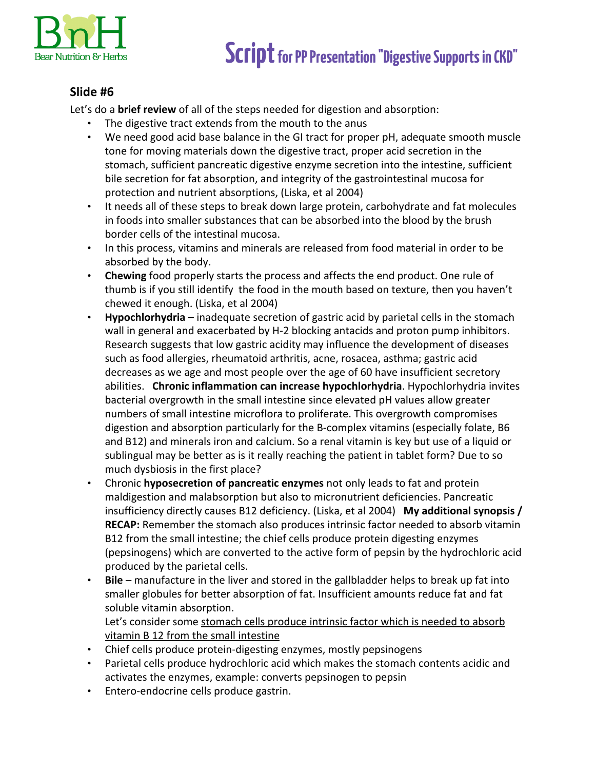## Slide #6

Let's do a **brief review** of all of the steps needed for digestion and absorption:

- The digestive tract extends from the mouth to the anus
- We need good acid base balance in the GI tract for proper pH, adequate smooth muscle tone for moving materials down the digestive tract, proper acid secretion in the stomach, sufficient pancreatic digestive enzyme secretion into the intestine, sufficient bile secretion for fat absorption, and integrity of the gastrointestinal mucosa for protection and nutrient absorptions, (Liska, et al 2004)
- It needs all of these steps to break down large protein, carbohydrate and fat molecules in foods into smaller substances that can be absorbed into the blood by the brush border cells of the intestinal mucosa.
- In this process, vitamins and minerals are released from food material in order to be absorbed by the body.
- **Chewing** food properly starts the process and affects the end product. One rule of thumb is if you still identify the food in the mouth based on texture, then you haven't chewed it enough. (Liska, et al 2004)
- **Hypochlorhydria** – inadequate secretion of gastric acid by parietal cells in the stomach wall in general and exacerbated by H-2 blocking antacids and proton pump inhibitors. Research suggests that low gastric acidity may influence the development of diseases such as food allergies, rheumatoid arthritis, acne, rosacea, asthma; gastric acid decreases as we age and most people over the age of 60 have insufficient secretory abilities. **Chronic inflammation can increase hypochlorhydria**. Hypochlorhydria invites bacterial overgrowth in the small intestine since elevated pH values allow greater numbers of small intestine microflora to proliferate. This overgrowth compromises digestion and absorption particularly for the B-complex vitamins (especially folate, B6 and B12) and minerals iron and calcium. So a renal vitamin is key but use of a liquid or sublingual may be better as is it really reaching the patient in tablet form? Due to so much dysbiosis in the first place?
- Chronic **hyposecretion of pancreatic enzymes** not only leads to fat and protein maldigestion and malabsorption but also to micronutrient deficiencies. Pancreatic insufficiency directly causes B12 deficiency. (Liska, et al 2004) **My additional synopsis / RECAP:** Remember the stomach also produces intrinsic factor needed to absorb vitamin B12 from the small intestine; the chief cells produce protein digesting enzymes (pepsinogens) which are converted to the active form of pepsin by the hydrochloric acid produced by the parietal cells.
- **Bile** – manufacture in the liver and stored in the gallbladder helps to break up fat into smaller globules for better absorption of fat. Insufficient amounts reduce fat and fat soluble vitamin absorption.
  Let's consider some <u>stomach cells produce intrinsic factor which is needed to absorb vitamin B 12 from the small intestine</u>
- Chief cells produce protein-digesting enzymes, mostly pepsinogens
- Parietal cells produce hydrochloric acid which makes the stomach contents acidic and activates the enzymes, example: converts pepsinogen to pepsin
- Entero-endocrine cells produce gastrin.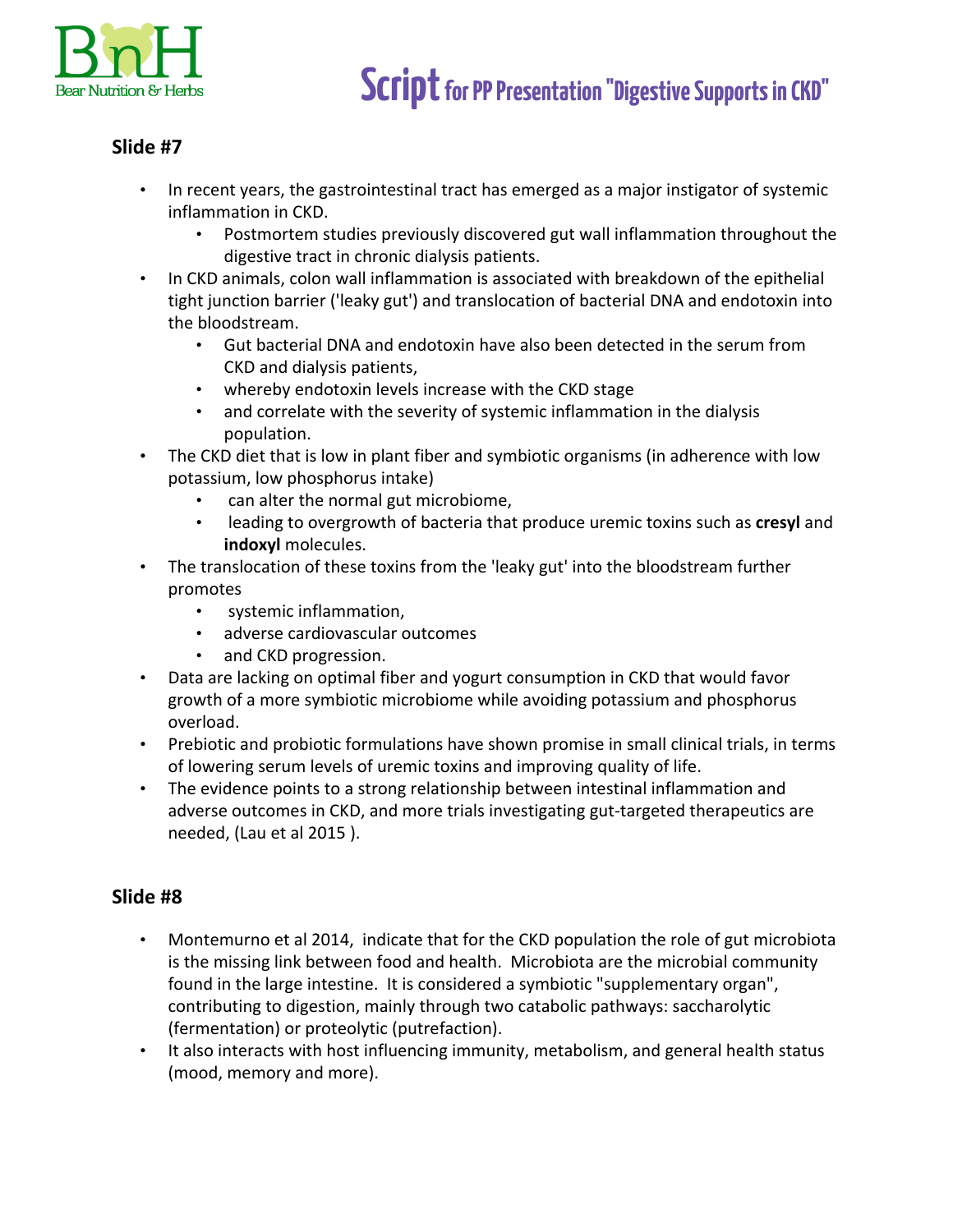## Slide #7

- In recent years, the gastrointestinal tract has emerged as a major instigator of systemic inflammation in CKD.
    - Postmortem studies previously discovered gut wall inflammation throughout the digestive tract in chronic dialysis patients.
- In CKD animals, colon wall inflammation is associated with breakdown of the epithelial tight junction barrier ('leaky gut') and translocation of bacterial DNA and endotoxin into the bloodstream.
    - Gut bacterial DNA and endotoxin have also been detected in the serum from CKD and dialysis patients,
    - whereby endotoxin levels increase with the CKD stage
    - and correlate with the severity of systemic inflammation in the dialysis population.
- The CKD diet that is low in plant fiber and symbiotic organisms (in adherence with low potassium, low phosphorus intake)
    - can alter the normal gut microbiome,
    - leading to overgrowth of bacteria that produce uremic toxins such as **cresyl** and **indoxyl** molecules.
- The translocation of these toxins from the 'leaky gut' into the bloodstream further promotes
    - systemic inflammation,
    - adverse cardiovascular outcomes
    - and CKD progression.
- Data are lacking on optimal fiber and yogurt consumption in CKD that would favor growth of a more symbiotic microbiome while avoiding potassium and phosphorus overload.
- Prebiotic and probiotic formulations have shown promise in small clinical trials, in terms of lowering serum levels of uremic toxins and improving quality of life.
- The evidence points to a strong relationship between intestinal inflammation and adverse outcomes in CKD, and more trials investigating gut-targeted therapeutics are needed, (Lau et al 2015 ).

## Slide #8

- Montemurno et al 2014, indicate that for the CKD population the role of gut microbiota is the missing link between food and health. Microbiota are the microbial community found in the large intestine. It is considered a symbiotic "supplementary organ", contributing to digestion, mainly through two catabolic pathways: saccharolytic (fermentation) or proteolytic (putrefaction).
- It also interacts with host influencing immunity, metabolism, and general health status (mood, memory and more).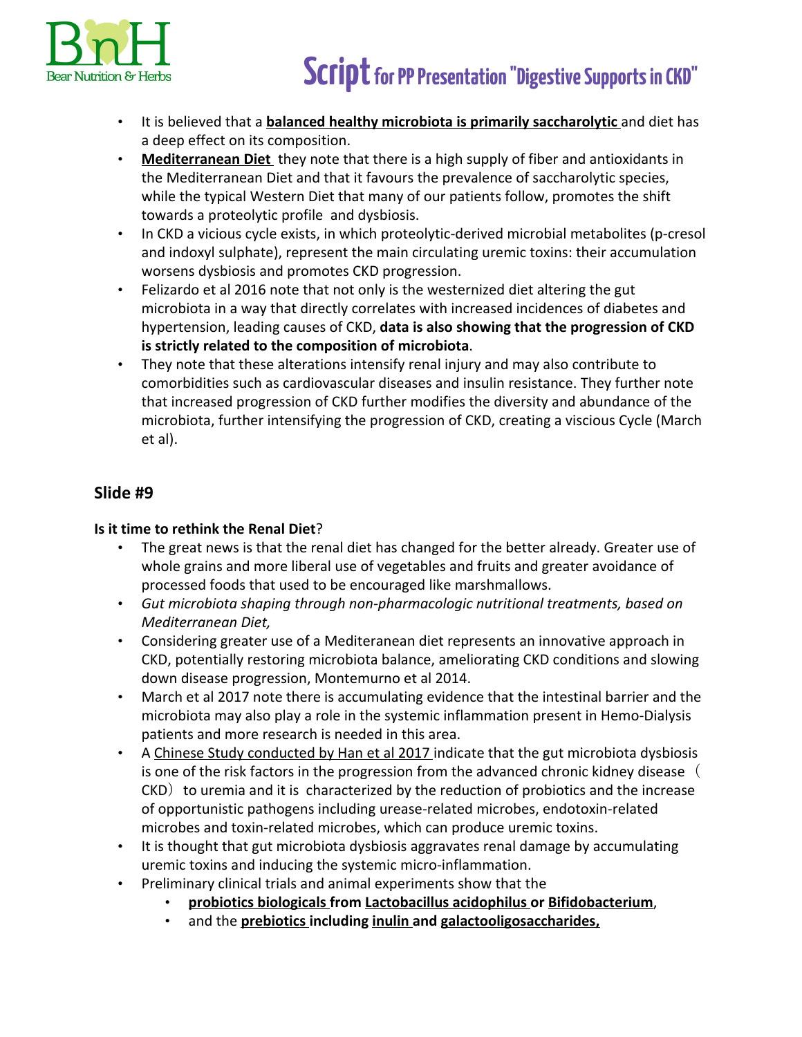- It is believed that a **balanced healthy microbiota is primarily saccharolytic** and diet has a deep effect on its composition.
- **Mediterranean Diet** they note that there is a high supply of fiber and antioxidants in the Mediterranean Diet and that it favours the prevalence of saccharolytic species, while the typical Western Diet that many of our patients follow, promotes the shift towards a proteolytic profile and dysbiosis.
- In CKD a vicious cycle exists, in which proteolytic-derived microbial metabolites (p-cresol and indoxyl sulphate), represent the main circulating uremic toxins: their accumulation worsens dysbiosis and promotes CKD progression.
- Felizardo et al 2016 note that not only is the westernized diet altering the gut microbiota in a way that directly correlates with increased incidences of diabetes and hypertension, leading causes of CKD, **data is also showing that the progression of CKD is strictly related to the composition of microbiota**.
- They note that these alterations intensify renal injury and may also contribute to comorbidities such as cardiovascular diseases and insulin resistance. They further note that increased progression of CKD further modifies the diversity and abundance of the microbiota, further intensifying the progression of CKD, creating a viscious Cycle (March et al).

## Slide #9

**Is it time to rethink the Renal Diet**?

- The great news is that the renal diet has changed for the better already. Greater use of whole grains and more liberal use of vegetables and fruits and greater avoidance of processed foods that used to be encouraged like marshmallows.
- *Gut microbiota shaping through non-pharmacologic nutritional treatments, based on Mediterranean Diet,*
- Considering greater use of a Mediteranean diet represents an innovative approach in CKD, potentially restoring microbiota balance, ameliorating CKD conditions and slowing down disease progression, Montemurno et al 2014.
- March et al 2017 note there is accumulating evidence that the intestinal barrier and the microbiota may also play a role in the systemic inflammation present in Hemo-Dialysis patients and more research is needed in this area.
- A Chinese Study conducted by Han et al 2017 indicate that the gut microbiota dysbiosis is one of the risk factors in the progression from the advanced chronic kidney disease（CKD）to uremia and it is characterized by the reduction of probiotics and the increase of opportunistic pathogens including urease-related microbes, endotoxin-related microbes and toxin-related microbes, which can produce uremic toxins.
- It is thought that gut microbiota dysbiosis aggravates renal damage by accumulating uremic toxins and inducing the systemic micro-inflammation.
- Preliminary clinical trials and animal experiments show that the
  - **probiotics biologicals from Lactobacillus acidophilus or Bifidobacterium**,
  - and the **prebiotics including inulin and galactooligosaccharides,**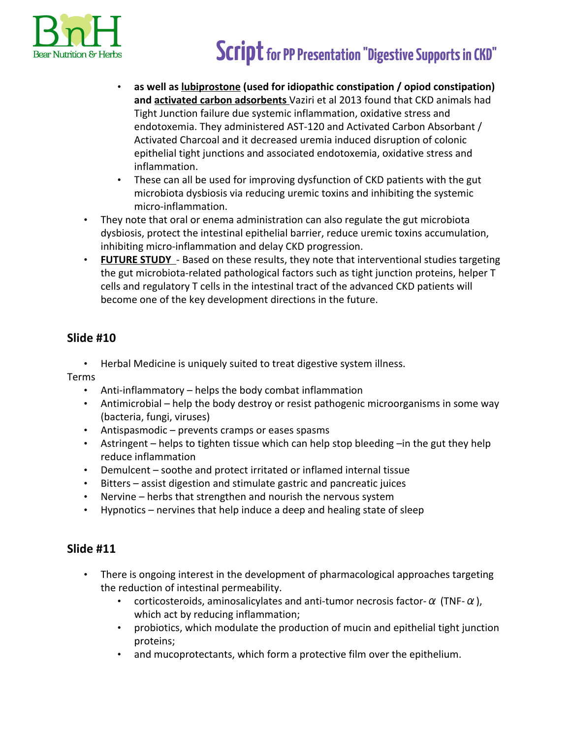- **as well as lubiprostone (used for idiopathic constipation / opiod constipation) and activated carbon adsorbents** Vaziri et al 2013 found that CKD animals had Tight Junction failure due systemic inflammation, oxidative stress and endotoxemia. They administered AST-120 and Activated Carbon Absorbant / Activated Charcoal and it decreased uremia induced disruption of colonic epithelial tight junctions and associated endotoxemia, oxidative stress and inflammation.
  - These can all be used for improving dysfunction of CKD patients with the gut microbiota dysbiosis via reducing uremic toxins and inhibiting the systemic micro-inflammation.
- They note that oral or enema administration can also regulate the gut microbiota dysbiosis, protect the intestinal epithelial barrier, reduce uremic toxins accumulation, inhibiting micro-inflammation and delay CKD progression.
- **FUTURE STUDY** - Based on these results, they note that interventional studies targeting the gut microbiota-related pathological factors such as tight junction proteins, helper T cells and regulatory T cells in the intestinal tract of the advanced CKD patients will become one of the key development directions in the future.

## Slide #10

- Herbal Medicine is uniquely suited to treat digestive system illness.

Terms

- Anti-inflammatory – helps the body combat inflammation
- Antimicrobial – help the body destroy or resist pathogenic microorganisms in some way (bacteria, fungi, viruses)
- Antispasmodic – prevents cramps or eases spasms
- Astringent – helps to tighten tissue which can help stop bleeding –in the gut they help reduce inflammation
- Demulcent – soothe and protect irritated or inflamed internal tissue
- Bitters – assist digestion and stimulate gastric and pancreatic juices
- Nervine – herbs that strengthen and nourish the nervous system
- Hypnotics – nervines that help induce a deep and healing state of sleep

## Slide #11

- There is ongoing interest in the development of pharmacological approaches targeting the reduction of intestinal permeability.
  - corticosteroids, aminosalicylates and anti-tumor necrosis factor-$\alpha$ (TNF-$\alpha$), which act by reducing inflammation;
  - probiotics, which modulate the production of mucin and epithelial tight junction proteins;
  - and mucoprotectants, which form a protective film over the epithelium.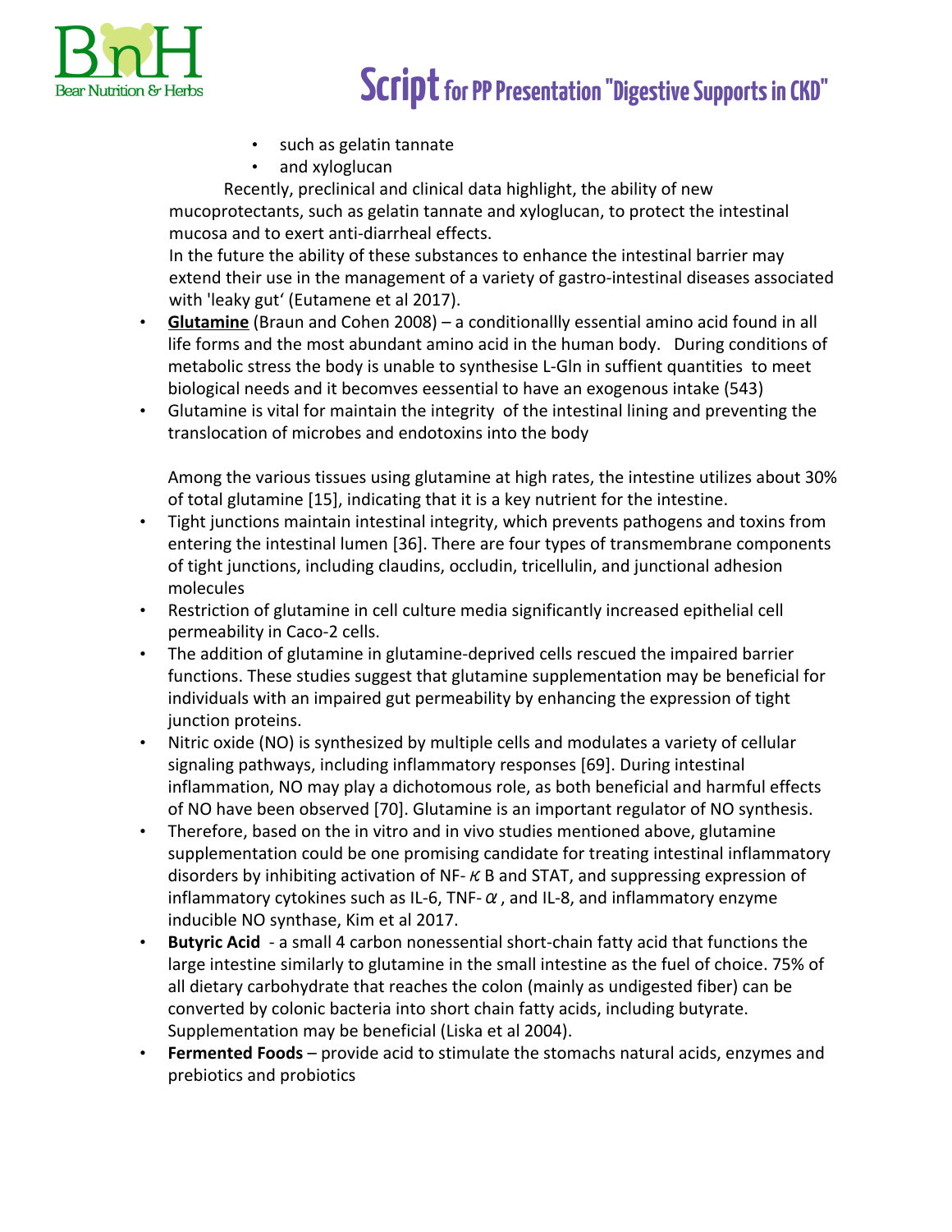- such as gelatin tannate
- and xyloglucan

Recently, preclinical and clinical data highlight, the ability of new mucoprotectants, such as gelatin tannate and xyloglucan, to protect the intestinal mucosa and to exert anti-diarrheal effects.

In the future the ability of these substances to enhance the intestinal barrier may extend their use in the management of a variety of gastro-intestinal diseases associated with 'leaky gut' (Eutamene et al 2017).

- **Glutamine** (Braun and Cohen 2008) – a conditionallly essential amino acid found in all life forms and the most abundant amino acid in the human body. During conditions of metabolic stress the body is unable to synthesise L-Gln in suffient quantities to meet biological needs and it becomves eessential to have an exogenous intake (543)
- Glutamine is vital for maintain the integrity of the intestinal lining and preventing the translocation of microbes and endotoxins into the body

  Among the various tissues using glutamine at high rates, the intestine utilizes about 30% of total glutamine [15], indicating that it is a key nutrient for the intestine.
- Tight junctions maintain intestinal integrity, which prevents pathogens and toxins from entering the intestinal lumen [36]. There are four types of transmembrane components of tight junctions, including claudins, occludin, tricellulin, and junctional adhesion molecules
- Restriction of glutamine in cell culture media significantly increased epithelial cell permeability in Caco-2 cells.
- The addition of glutamine in glutamine-deprived cells rescued the impaired barrier functions. These studies suggest that glutamine supplementation may be beneficial for individuals with an impaired gut permeability by enhancing the expression of tight junction proteins.
- Nitric oxide (NO) is synthesized by multiple cells and modulates a variety of cellular signaling pathways, including inflammatory responses [69]. During intestinal inflammation, NO may play a dichotomous role, as both beneficial and harmful effects of NO have been observed [70]. Glutamine is an important regulator of NO synthesis.
- Therefore, based on the in vitro and in vivo studies mentioned above, glutamine supplementation could be one promising candidate for treating intestinal inflammatory disorders by inhibiting activation of NF-$\kappa$ B and STAT, and suppressing expression of inflammatory cytokines such as IL-6, TNF-$\alpha$, and IL-8, and inflammatory enzyme inducible NO synthase, Kim et al 2017.
- **Butyric Acid** - a small 4 carbon nonessential short-chain fatty acid that functions the large intestine similarly to glutamine in the small intestine as the fuel of choice. 75% of all dietary carbohydrate that reaches the colon (mainly as undigested fiber) can be converted by colonic bacteria into short chain fatty acids, including butyrate. Supplementation may be beneficial (Liska et al 2004).
- **Fermented Foods** – provide acid to stimulate the stomachs natural acids, enzymes and prebiotics and probiotics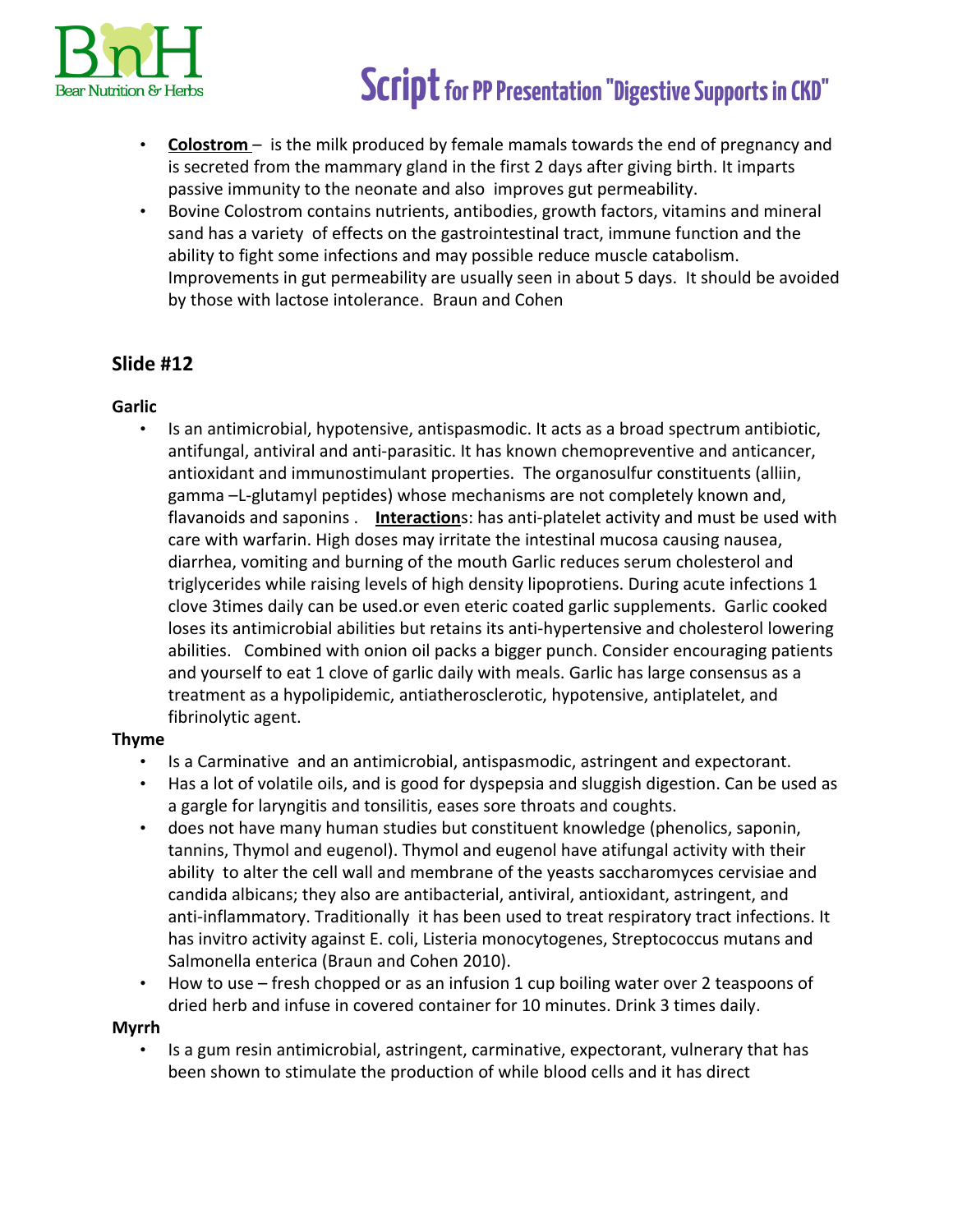- **Colostrom** – is the milk produced by female mamals towards the end of pregnancy and is secreted from the mammary gland in the first 2 days after giving birth. It imparts passive immunity to the neonate and also improves gut permeability.
- Bovine Colostrom contains nutrients, antibodies, growth factors, vitamins and mineral sand has a variety of effects on the gastrointestinal tract, immune function and the ability to fight some infections and may possible reduce muscle catabolism. Improvements in gut permeability are usually seen in about 5 days. It should be avoided by those with lactose intolerance. Braun and Cohen

## Slide #12

### Garlic

- Is an antimicrobial, hypotensive, antispasmodic. It acts as a broad spectrum antibiotic, antifungal, antiviral and anti-parasitic. It has known chemopreventive and anticancer, antioxidant and immunostimulant properties. The organosulfur constituents (alliin, gamma –L-glutamyl peptides) whose mechanisms are not completely known and, flavanoids and saponins . **Interaction**s: has anti-platelet activity and must be used with care with warfarin. High doses may irritate the intestinal mucosa causing nausea, diarrhea, vomiting and burning of the mouth Garlic reduces serum cholesterol and triglycerides while raising levels of high density lipoprotiens. During acute infections 1 clove 3times daily can be used.or even eteric coated garlic supplements. Garlic cooked loses its antimicrobial abilities but retains its anti-hypertensive and cholesterol lowering abilities. Combined with onion oil packs a bigger punch. Consider encouraging patients and yourself to eat 1 clove of garlic daily with meals. Garlic has large consensus as a treatment as a hypolipidemic, antiatherosclerotic, hypotensive, antiplatelet, and fibrinolytic agent.

### Thyme

- Is a Carminative and an antimicrobial, antispasmodic, astringent and expectorant.
- Has a lot of volatile oils, and is good for dyspepsia and sluggish digestion. Can be used as a gargle for laryngitis and tonsilitis, eases sore throats and coughts.
- does not have many human studies but constituent knowledge (phenolics, saponin, tannins, Thymol and eugenol). Thymol and eugenol have atifungal activity with their ability to alter the cell wall and membrane of the yeasts saccharomyces cervisiae and candida albicans; they also are antibacterial, antiviral, antioxidant, astringent, and anti-inflammatory. Traditionally it has been used to treat respiratory tract infections. It has invitro activity against E. coli, Listeria monocytogenes, Streptococcus mutans and Salmonella enterica (Braun and Cohen 2010).
- How to use – fresh chopped or as an infusion 1 cup boiling water over 2 teaspoons of dried herb and infuse in covered container for 10 minutes. Drink 3 times daily.

### Myrrh

- Is a gum resin antimicrobial, astringent, carminative, expectorant, vulnerary that has been shown to stimulate the production of while blood cells and it has direct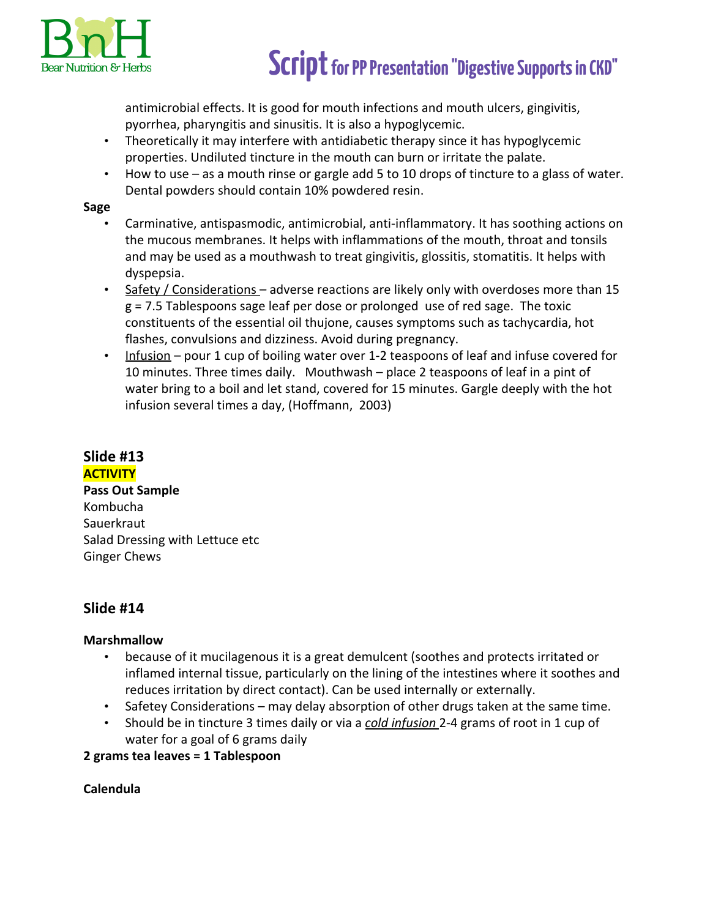antimicrobial effects. It is good for mouth infections and mouth ulcers, gingivitis, pyorrhea, pharyngitis and sinusitis. It is also a hypoglycemic.

- Theoretically it may interfere with antidiabetic therapy since it has hypoglycemic properties. Undiluted tincture in the mouth can burn or irritate the palate.
- How to use – as a mouth rinse or gargle add 5 to 10 drops of tincture to a glass of water. Dental powders should contain 10% powdered resin.

**Sage**

- Carminative, antispasmodic, antimicrobial, anti-inflammatory. It has soothing actions on the mucous membranes. It helps with inflammations of the mouth, throat and tonsils and may be used as a mouthwash to treat gingivitis, glossitis, stomatitis. It helps with dyspepsia.
- Safety / Considerations – adverse reactions are likely only with overdoses more than 15 g = 7.5 Tablespoons sage leaf per dose or prolonged use of red sage. The toxic constituents of the essential oil thujone, causes symptoms such as tachycardia, hot flashes, convulsions and dizziness. Avoid during pregnancy.
- Infusion – pour 1 cup of boiling water over 1-2 teaspoons of leaf and infuse covered for 10 minutes. Three times daily. Mouthwash – place 2 teaspoons of leaf in a pint of water bring to a boil and let stand, covered for 15 minutes. Gargle deeply with the hot infusion several times a day, (Hoffmann, 2003)

## Slide #13

**ACTIVITY**

**Pass Out Sample**

Kombucha
Sauerkraut
Salad Dressing with Lettuce etc
Ginger Chews

## Slide #14

**Marshmallow**

- because of it mucilagenous it is a great demulcent (soothes and protects irritated or inflamed internal tissue, particularly on the lining of the intestines where it soothes and reduces irritation by direct contact). Can be used internally or externally.
- Safetey Considerations – may delay absorption of other drugs taken at the same time.
- Should be in tincture 3 times daily or via a *cold infusion* 2-4 grams of root in 1 cup of water for a goal of 6 grams daily

**2 grams tea leaves = 1 Tablespoon**

**Calendula**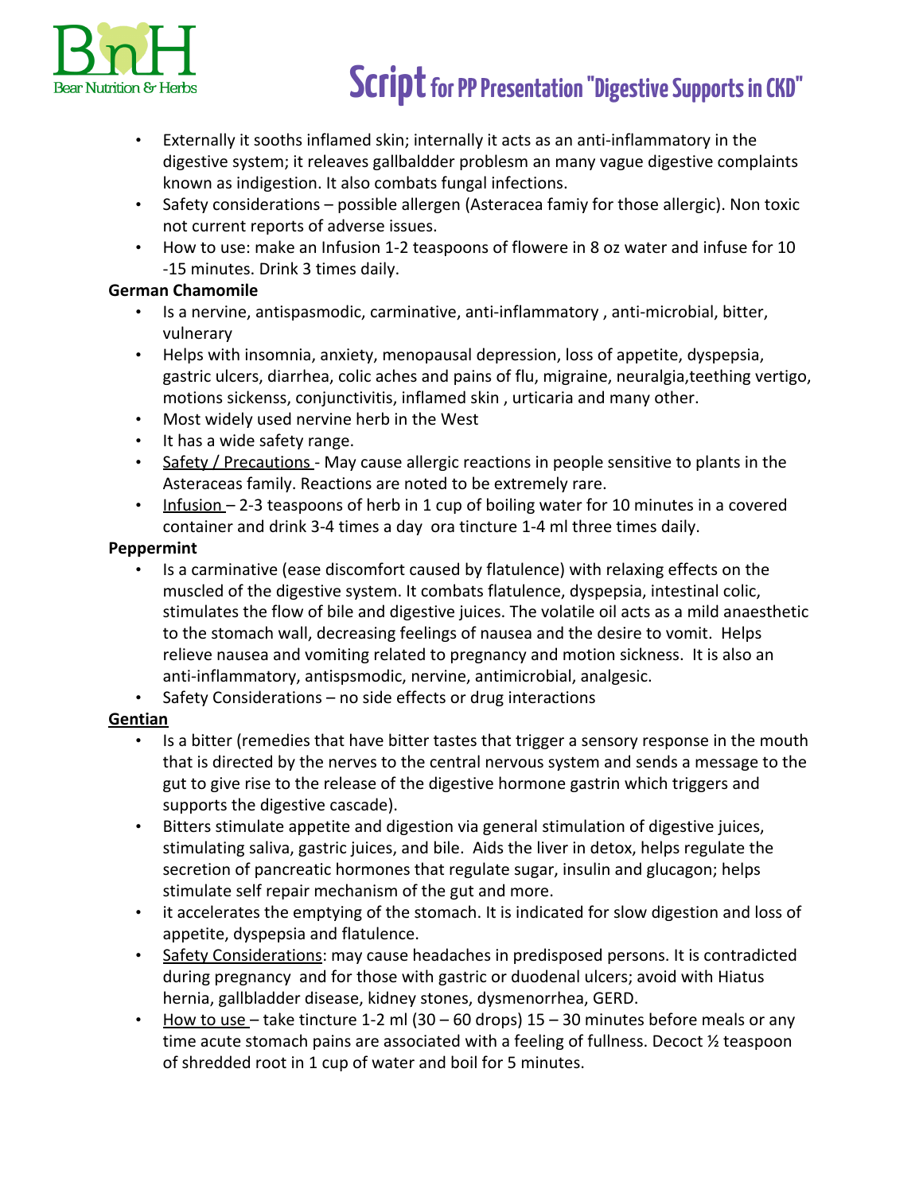- Externally it sooths inflamed skin; internally it acts as an anti-inflammatory in the digestive system; it releaves gallbaldder problesm an many vague digestive complaints known as indigestion. It also combats fungal infections.
- Safety considerations – possible allergen (Asteracea famiy for those allergic). Non toxic not current reports of adverse issues.
- How to use: make an Infusion 1-2 teaspoons of flowere in 8 oz water and infuse for 10 -15 minutes. Drink 3 times daily.

**German Chamomile**

- Is a nervine, antispasmodic, carminative, anti-inflammatory , anti-microbial, bitter, vulnerary
- Helps with insomnia, anxiety, menopausal depression, loss of appetite, dyspepsia, gastric ulcers, diarrhea, colic aches and pains of flu, migraine, neuralgia,teething vertigo, motions sickenss, conjunctivitis, inflamed skin , urticaria and many other.
- Most widely used nervine herb in the West
- It has a wide safety range.
- <u>Safety / Precautions</u> - May cause allergic reactions in people sensitive to plants in the Asteraceas family. Reactions are noted to be extremely rare.
- <u>Infusion</u> – 2-3 teaspoons of herb in 1 cup of boiling water for 10 minutes in a covered container and drink 3-4 times a day ora tincture 1-4 ml three times daily.

**Peppermint**

- Is a carminative (ease discomfort caused by flatulence) with relaxing effects on the muscled of the digestive system. It combats flatulence, dyspepsia, intestinal colic, stimulates the flow of bile and digestive juices. The volatile oil acts as a mild anaesthetic to the stomach wall, decreasing feelings of nausea and the desire to vomit. Helps relieve nausea and vomiting related to pregnancy and motion sickness. It is also an anti-inflammatory, antispsmodic, nervine, antimicrobial, analgesic.
- Safety Considerations – no side effects or drug interactions

**<u>Gentian</u>**

- Is a bitter (remedies that have bitter tastes that trigger a sensory response in the mouth that is directed by the nerves to the central nervous system and sends a message to the gut to give rise to the release of the digestive hormone gastrin which triggers and supports the digestive cascade).
- Bitters stimulate appetite and digestion via general stimulation of digestive juices, stimulating saliva, gastric juices, and bile. Aids the liver in detox, helps regulate the secretion of pancreatic hormones that regulate sugar, insulin and glucagon; helps stimulate self repair mechanism of the gut and more.
- it accelerates the emptying of the stomach. It is indicated for slow digestion and loss of appetite, dyspepsia and flatulence.
- <u>Safety Considerations</u>: may cause headaches in predisposed persons. It is contradicted during pregnancy and for those with gastric or duodenal ulcers; avoid with Hiatus hernia, gallbladder disease, kidney stones, dysmenorrhea, GERD.
- <u>How to use</u> – take tincture 1-2 ml (30 – 60 drops) 15 – 30 minutes before meals or any time acute stomach pains are associated with a feeling of fullness. Decoct ½ teaspoon of shredded root in 1 cup of water and boil for 5 minutes.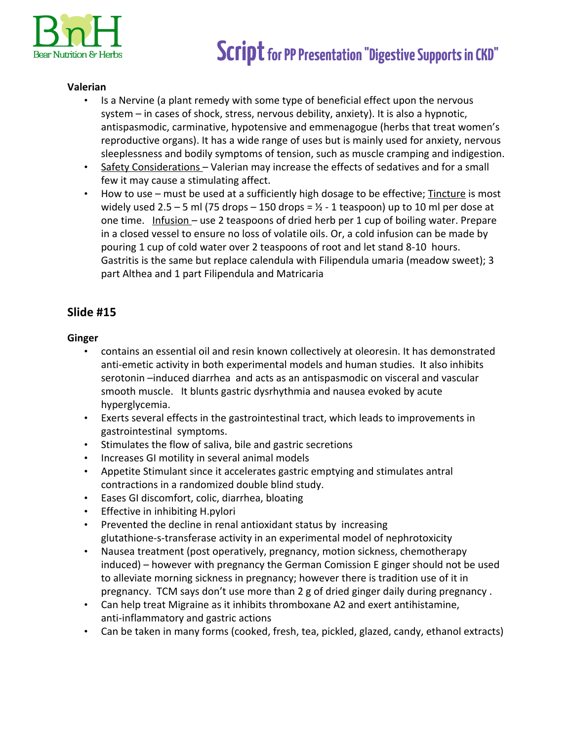**Valerian**

- Is a Nervine (a plant remedy with some type of beneficial effect upon the nervous system – in cases of shock, stress, nervous debility, anxiety). It is also a hypnotic, antispasmodic, carminative, hypotensive and emmenagogue (herbs that treat women's reproductive organs). It has a wide range of uses but is mainly used for anxiety, nervous sleeplessness and bodily symptoms of tension, such as muscle cramping and indigestion.
- Safety Considerations – Valerian may increase the effects of sedatives and for a small few it may cause a stimulating affect.
- How to use – must be used at a sufficiently high dosage to be effective; Tincture is most widely used 2.5 – 5 ml (75 drops – 150 drops = ½ - 1 teaspoon) up to 10 ml per dose at one time. Infusion – use 2 teaspoons of dried herb per 1 cup of boiling water. Prepare in a closed vessel to ensure no loss of volatile oils. Or, a cold infusion can be made by pouring 1 cup of cold water over 2 teaspoons of root and let stand 8-10 hours. Gastritis is the same but replace calendula with Filipendula umaria (meadow sweet); 3 part Althea and 1 part Filipendula and Matricaria

## Slide #15

**Ginger**

- contains an essential oil and resin known collectively at oleoresin. It has demonstrated anti-emetic activity in both experimental models and human studies. It also inhibits serotonin –induced diarrhea and acts as an antispasmodic on visceral and vascular smooth muscle. It blunts gastric dysrhythmia and nausea evoked by acute hyperglycemia.
- Exerts several effects in the gastrointestinal tract, which leads to improvements in gastrointestinal symptoms.
- Stimulates the flow of saliva, bile and gastric secretions
- Increases GI motility in several animal models
- Appetite Stimulant since it accelerates gastric emptying and stimulates antral contractions in a randomized double blind study.
- Eases GI discomfort, colic, diarrhea, bloating
- Effective in inhibiting H.pylori
- Prevented the decline in renal antioxidant status by increasing glutathione-s-transferase activity in an experimental model of nephrotoxicity
- Nausea treatment (post operatively, pregnancy, motion sickness, chemotherapy induced) – however with pregnancy the German Comission E ginger should not be used to alleviate morning sickness in pregnancy; however there is tradition use of it in pregnancy. TCM says don't use more than 2 g of dried ginger daily during pregnancy .
- Can help treat Migraine as it inhibits thromboxane A2 and exert antihistamine, anti-inflammatory and gastric actions
- Can be taken in many forms (cooked, fresh, tea, pickled, glazed, candy, ethanol extracts)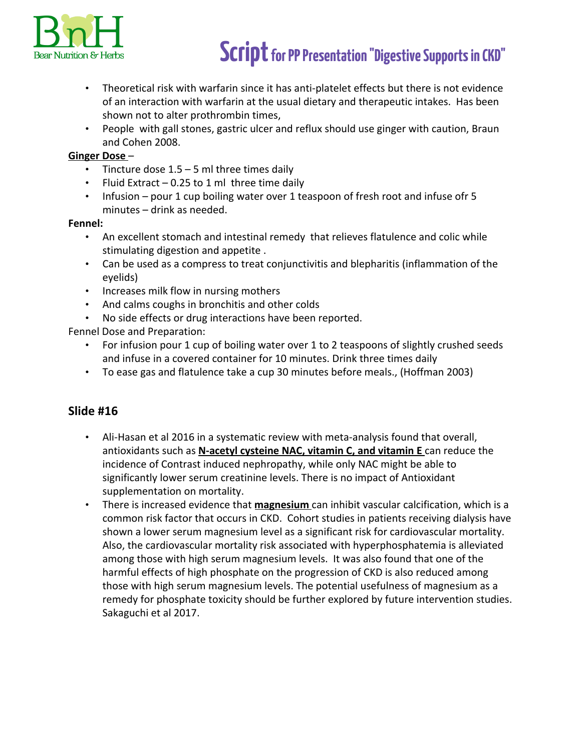- Theoretical risk with warfarin since it has anti-platelet effects but there is not evidence of an interaction with warfarin at the usual dietary and therapeutic intakes. Has been shown not to alter prothrombin times,
- People with gall stones, gastric ulcer and reflux should use ginger with caution, Braun and Cohen 2008.

**Ginger Dose** –

- Tincture dose 1.5 – 5 ml three times daily
- Fluid Extract – 0.25 to 1 ml three time daily
- Infusion – pour 1 cup boiling water over 1 teaspoon of fresh root and infuse ofr 5 minutes – drink as needed.

**Fennel:**

- An excellent stomach and intestinal remedy that relieves flatulence and colic while stimulating digestion and appetite .
- Can be used as a compress to treat conjunctivitis and blepharitis (inflammation of the eyelids)
- Increases milk flow in nursing mothers
- And calms coughs in bronchitis and other colds
- No side effects or drug interactions have been reported.

Fennel Dose and Preparation:

- For infusion pour 1 cup of boiling water over 1 to 2 teaspoons of slightly crushed seeds and infuse in a covered container for 10 minutes. Drink three times daily
- To ease gas and flatulence take a cup 30 minutes before meals., (Hoffman 2003)

## Slide #16

- Ali-Hasan et al 2016 in a systematic review with meta-analysis found that overall, antioxidants such as **N-acetyl cysteine NAC, vitamin C, and vitamin E** can reduce the incidence of Contrast induced nephropathy, while only NAC might be able to significantly lower serum creatinine levels. There is no impact of Antioxidant supplementation on mortality.
- There is increased evidence that **magnesium** can inhibit vascular calcification, which is a common risk factor that occurs in CKD. Cohort studies in patients receiving dialysis have shown a lower serum magnesium level as a significant risk for cardiovascular mortality. Also, the cardiovascular mortality risk associated with hyperphosphatemia is alleviated among those with high serum magnesium levels. It was also found that one of the harmful effects of high phosphate on the progression of CKD is also reduced among those with high serum magnesium levels. The potential usefulness of magnesium as a remedy for phosphate toxicity should be further explored by future intervention studies. Sakaguchi et al 2017.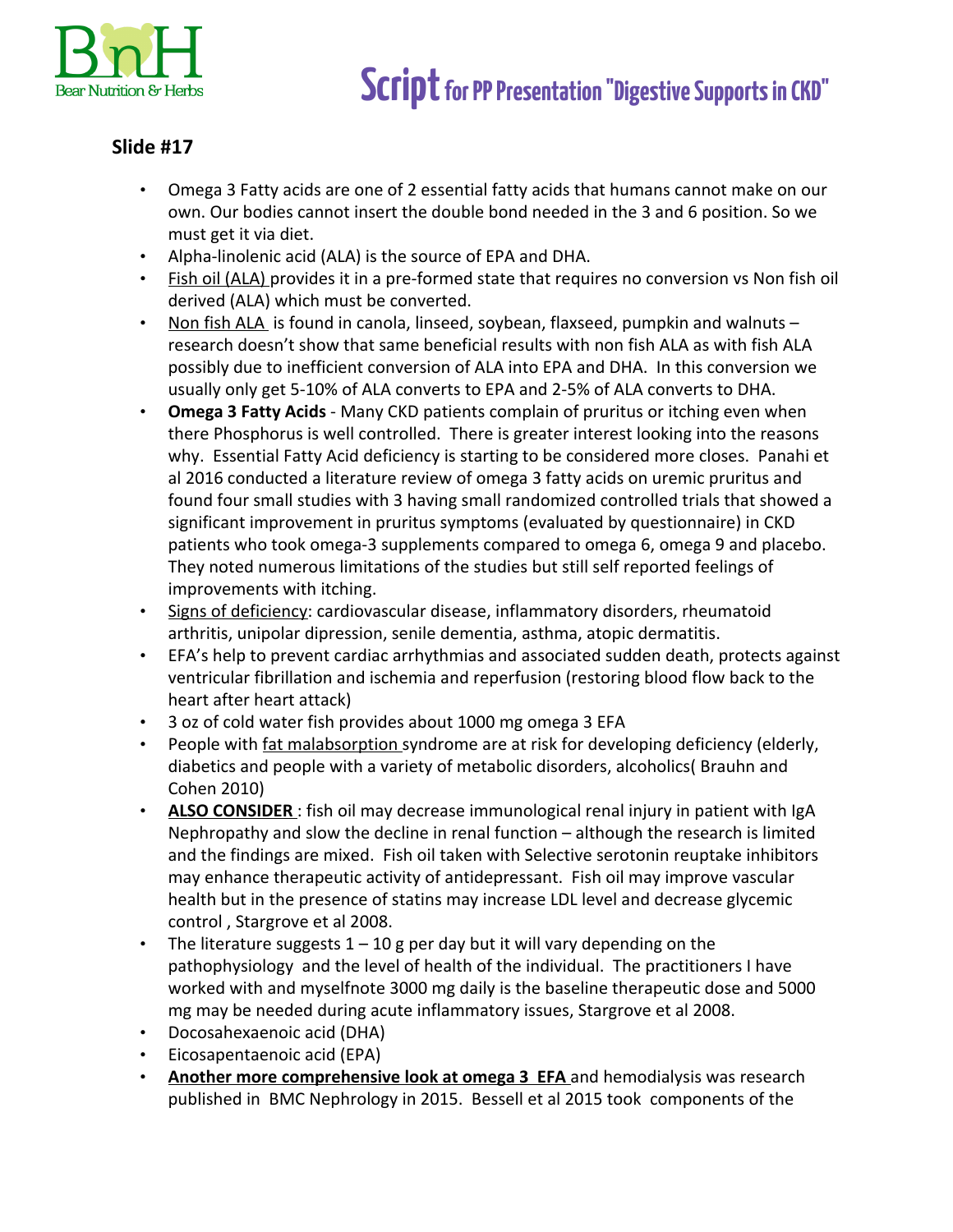## Slide #17

- Omega 3 Fatty acids are one of 2 essential fatty acids that humans cannot make on our own. Our bodies cannot insert the double bond needed in the 3 and 6 position. So we must get it via diet.
- Alpha-linolenic acid (ALA) is the source of EPA and DHA.
- Fish oil (ALA) provides it in a pre-formed state that requires no conversion vs Non fish oil derived (ALA) which must be converted.
- Non fish ALA is found in canola, linseed, soybean, flaxseed, pumpkin and walnuts – research doesn't show that same beneficial results with non fish ALA as with fish ALA possibly due to inefficient conversion of ALA into EPA and DHA. In this conversion we usually only get 5-10% of ALA converts to EPA and 2-5% of ALA converts to DHA.
- **Omega 3 Fatty Acids** - Many CKD patients complain of pruritus or itching even when there Phosphorus is well controlled. There is greater interest looking into the reasons why. Essential Fatty Acid deficiency is starting to be considered more closes. Panahi et al 2016 conducted a literature review of omega 3 fatty acids on uremic pruritus and found four small studies with 3 having small randomized controlled trials that showed a significant improvement in pruritus symptoms (evaluated by questionnaire) in CKD patients who took omega-3 supplements compared to omega 6, omega 9 and placebo. They noted numerous limitations of the studies but still self reported feelings of improvements with itching.
- Signs of deficiency: cardiovascular disease, inflammatory disorders, rheumatoid arthritis, unipolar dipression, senile dementia, asthma, atopic dermatitis.
- EFA's help to prevent cardiac arrhythmias and associated sudden death, protects against ventricular fibrillation and ischemia and reperfusion (restoring blood flow back to the heart after heart attack)
- 3 oz of cold water fish provides about 1000 mg omega 3 EFA
- People with fat malabsorption syndrome are at risk for developing deficiency (elderly, diabetics and people with a variety of metabolic disorders, alcoholics( Brauhn and Cohen 2010)
- **ALSO CONSIDER** : fish oil may decrease immunological renal injury in patient with IgA Nephropathy and slow the decline in renal function – although the research is limited and the findings are mixed. Fish oil taken with Selective serotonin reuptake inhibitors may enhance therapeutic activity of antidepressant. Fish oil may improve vascular health but in the presence of statins may increase LDL level and decrease glycemic control , Stargrove et al 2008.
- The literature suggests 1 – 10 g per day but it will vary depending on the pathophysiology and the level of health of the individual. The practitioners I have worked with and myselfnote 3000 mg daily is the baseline therapeutic dose and 5000 mg may be needed during acute inflammatory issues, Stargrove et al 2008.
- Docosahexaenoic acid (DHA)
- Eicosapentaenoic acid (EPA)
- **Another more comprehensive look at omega 3 EFA** and hemodialysis was research published in BMC Nephrology in 2015. Bessell et al 2015 took components of the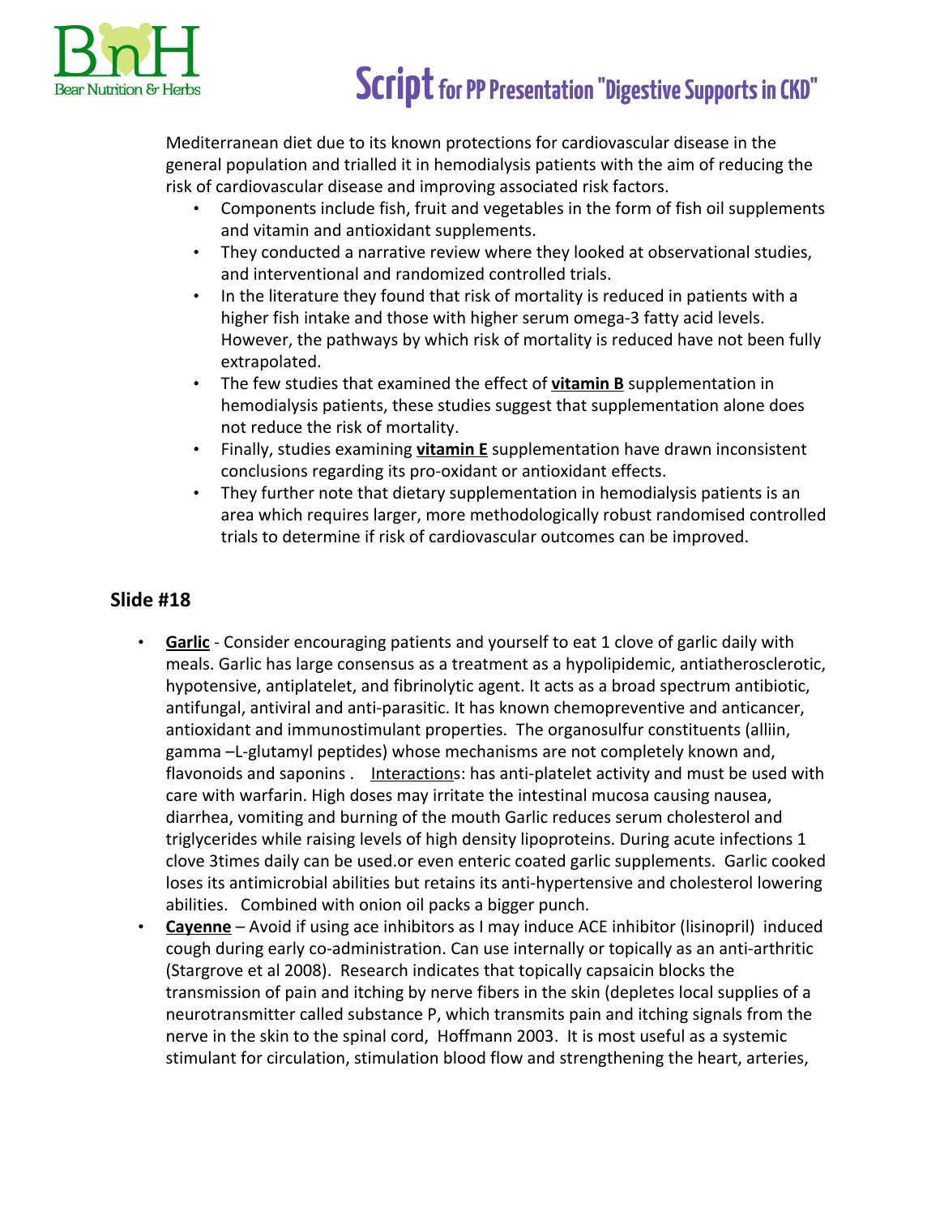Mediterranean diet due to its known protections for cardiovascular disease in the general population and trialled it in hemodialysis patients with the aim of reducing the risk of cardiovascular disease and improving associated risk factors.

- Components include fish, fruit and vegetables in the form of fish oil supplements and vitamin and antioxidant supplements.
- They conducted a narrative review where they looked at observational studies, and interventional and randomized controlled trials.
- In the literature they found that risk of mortality is reduced in patients with a higher fish intake and those with higher serum omega-3 fatty acid levels. However, the pathways by which risk of mortality is reduced have not been fully extrapolated.
- The few studies that examined the effect of **vitamin B** supplementation in hemodialysis patients, these studies suggest that supplementation alone does not reduce the risk of mortality.
- Finally, studies examining **vitamin E** supplementation have drawn inconsistent conclusions regarding its pro-oxidant or antioxidant effects.
- They further note that dietary supplementation in hemodialysis patients is an area which requires larger, more methodologically robust randomised controlled trials to determine if risk of cardiovascular outcomes can be improved.

## Slide #18

- **Garlic** - Consider encouraging patients and yourself to eat 1 clove of garlic daily with meals. Garlic has large consensus as a treatment as a hypolipidemic, antiatherosclerotic, hypotensive, antiplatelet, and fibrinolytic agent. It acts as a broad spectrum antibiotic, antifungal, antiviral and anti-parasitic. It has known chemopreventive and anticancer, antioxidant and immunostimulant properties. The organosulfur constituents (alliin, gamma –L-glutamyl peptides) whose mechanisms are not completely known and, flavonoids and saponins . Interactions: has anti-platelet activity and must be used with care with warfarin. High doses may irritate the intestinal mucosa causing nausea, diarrhea, vomiting and burning of the mouth Garlic reduces serum cholesterol and triglycerides while raising levels of high density lipoproteins. During acute infections 1 clove 3times daily can be used.or even enteric coated garlic supplements. Garlic cooked loses its antimicrobial abilities but retains its anti-hypertensive and cholesterol lowering abilities. Combined with onion oil packs a bigger punch.
- **Cayenne** – Avoid if using ace inhibitors as I may induce ACE inhibitor (lisinopril) induced cough during early co-administration. Can use internally or topically as an anti-arthritic (Stargrove et al 2008). Research indicates that topically capsaicin blocks the transmission of pain and itching by nerve fibers in the skin (depletes local supplies of a neurotransmitter called substance P, which transmits pain and itching signals from the nerve in the skin to the spinal cord, Hoffmann 2003. It is most useful as a systemic stimulant for circulation, stimulation blood flow and strengthening the heart, arteries,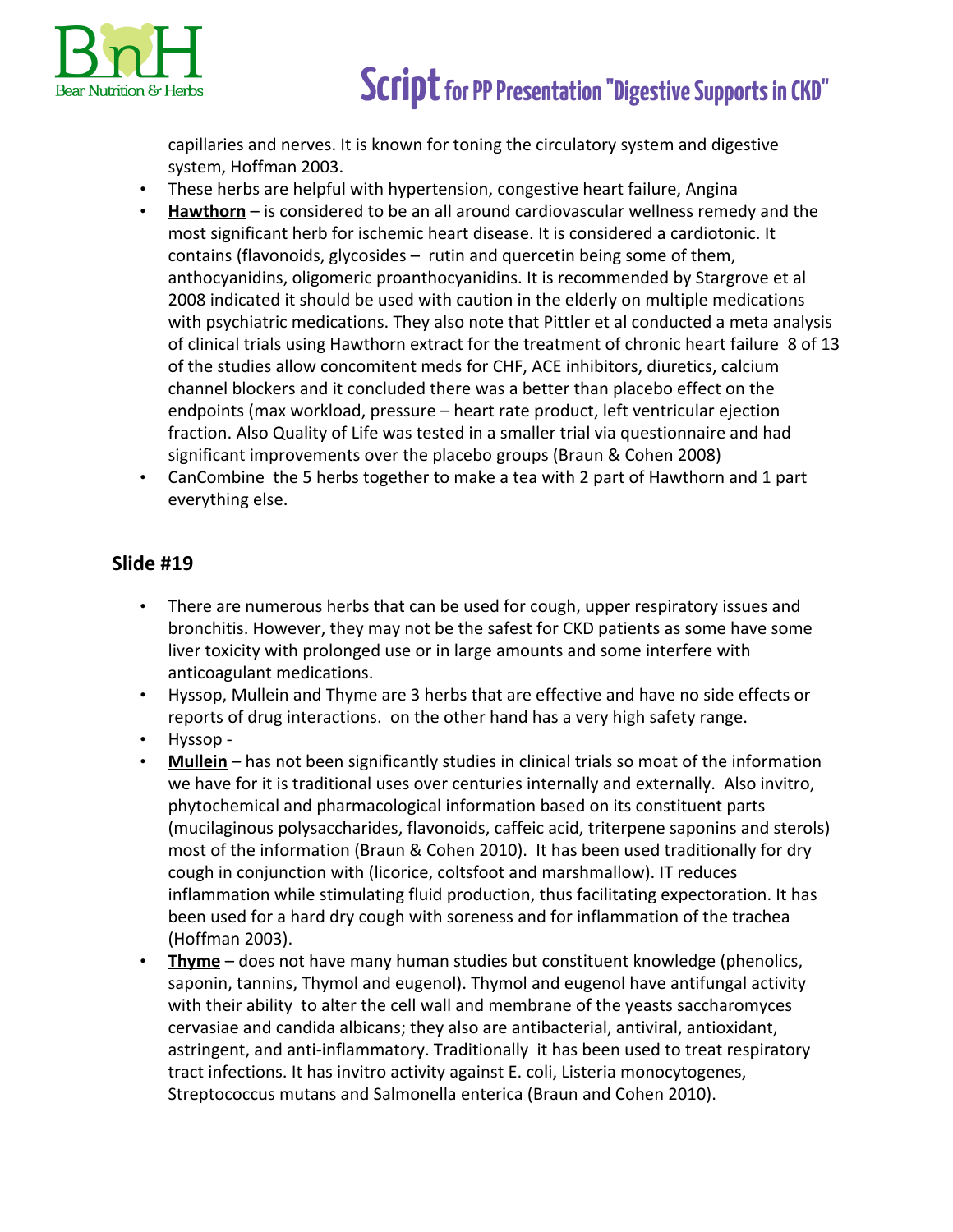capillaries and nerves. It is known for toning the circulatory system and digestive system, Hoffman 2003.

- These herbs are helpful with hypertension, congestive heart failure, Angina
- **Hawthorn** – is considered to be an all around cardiovascular wellness remedy and the most significant herb for ischemic heart disease. It is considered a cardiotonic. It contains (flavonoids, glycosides – rutin and quercetin being some of them, anthocyanidins, oligomeric proanthocyanidins. It is recommended by Stargrove et al 2008 indicated it should be used with caution in the elderly on multiple medications with psychiatric medications. They also note that Pittler et al conducted a meta analysis of clinical trials using Hawthorn extract for the treatment of chronic heart failure 8 of 13 of the studies allow concomitent meds for CHF, ACE inhibitors, diuretics, calcium channel blockers and it concluded there was a better than placebo effect on the endpoints (max workload, pressure – heart rate product, left ventricular ejection fraction. Also Quality of Life was tested in a smaller trial via questionnaire and had significant improvements over the placebo groups (Braun & Cohen 2008)
- CanCombine the 5 herbs together to make a tea with 2 part of Hawthorn and 1 part everything else.

## Slide #19

- There are numerous herbs that can be used for cough, upper respiratory issues and bronchitis. However, they may not be the safest for CKD patients as some have some liver toxicity with prolonged use or in large amounts and some interfere with anticoagulant medications.
- Hyssop, Mullein and Thyme are 3 herbs that are effective and have no side effects or reports of drug interactions. on the other hand has a very high safety range.
- Hyssop -
- **Mullein** – has not been significantly studies in clinical trials so moat of the information we have for it is traditional uses over centuries internally and externally. Also invitro, phytochemical and pharmacological information based on its constituent parts (mucilaginous polysaccharides, flavonoids, caffeic acid, triterpene saponins and sterols) most of the information (Braun & Cohen 2010). It has been used traditionally for dry cough in conjunction with (licorice, coltsfoot and marshmallow). IT reduces inflammation while stimulating fluid production, thus facilitating expectoration. It has been used for a hard dry cough with soreness and for inflammation of the trachea (Hoffman 2003).
- **Thyme** – does not have many human studies but constituent knowledge (phenolics, saponin, tannins, Thymol and eugenol). Thymol and eugenol have antifungal activity with their ability to alter the cell wall and membrane of the yeasts saccharomyces cervasiae and candida albicans; they also are antibacterial, antiviral, antioxidant, astringent, and anti-inflammatory. Traditionally it has been used to treat respiratory tract infections. It has invitro activity against E. coli, Listeria monocytogenes, Streptococcus mutans and Salmonella enterica (Braun and Cohen 2010).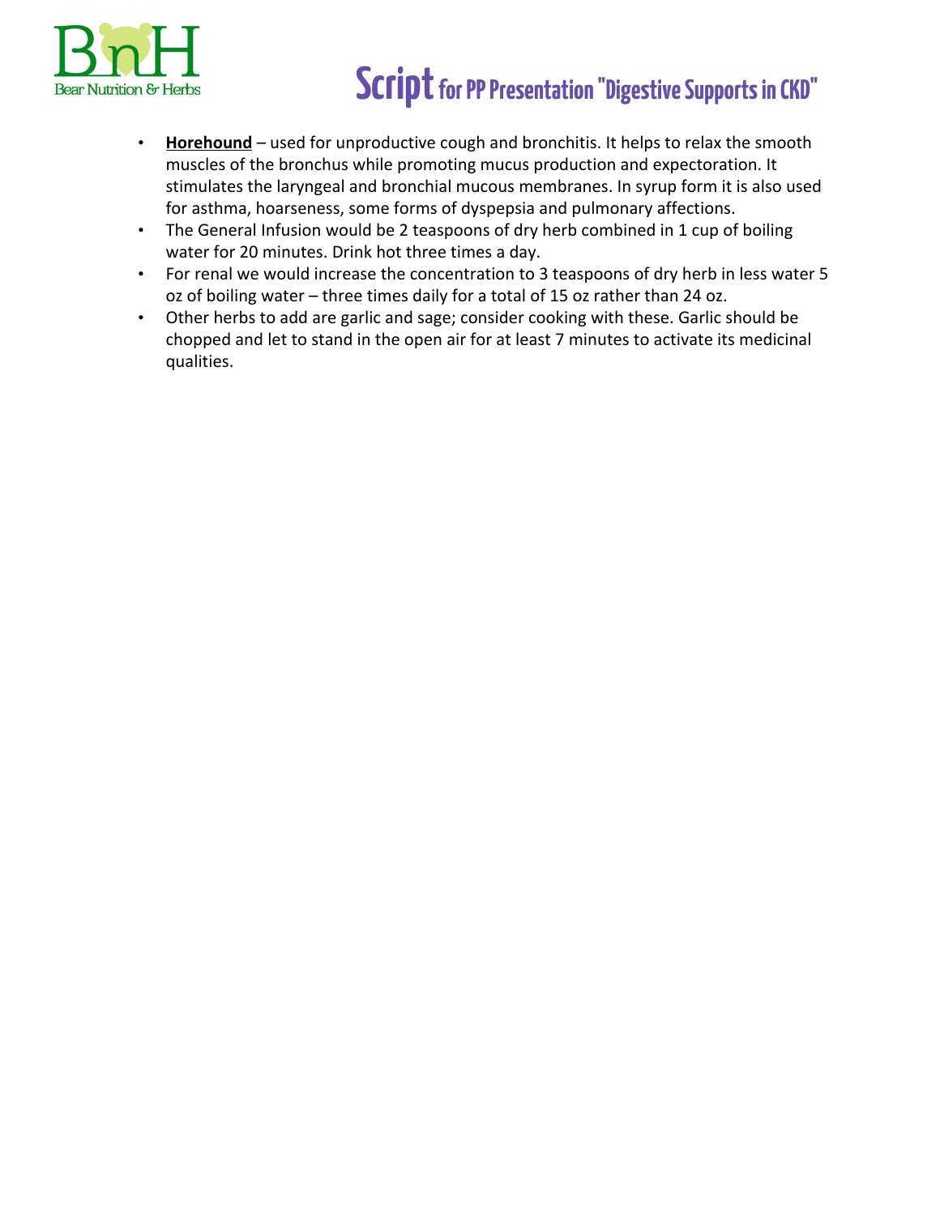- **Horehound** – used for unproductive cough and bronchitis. It helps to relax the smooth muscles of the bronchus while promoting mucus production and expectoration. It stimulates the laryngeal and bronchial mucous membranes. In syrup form it is also used for asthma, hoarseness, some forms of dyspepsia and pulmonary affections.
- The General Infusion would be 2 teaspoons of dry herb combined in 1 cup of boiling water for 20 minutes. Drink hot three times a day.
- For renal we would increase the concentration to 3 teaspoons of dry herb in less water 5 oz of boiling water – three times daily for a total of 15 oz rather than 24 oz.
- Other herbs to add are garlic and sage; consider cooking with these. Garlic should be chopped and let to stand in the open air for at least 7 minutes to activate its medicinal qualities.